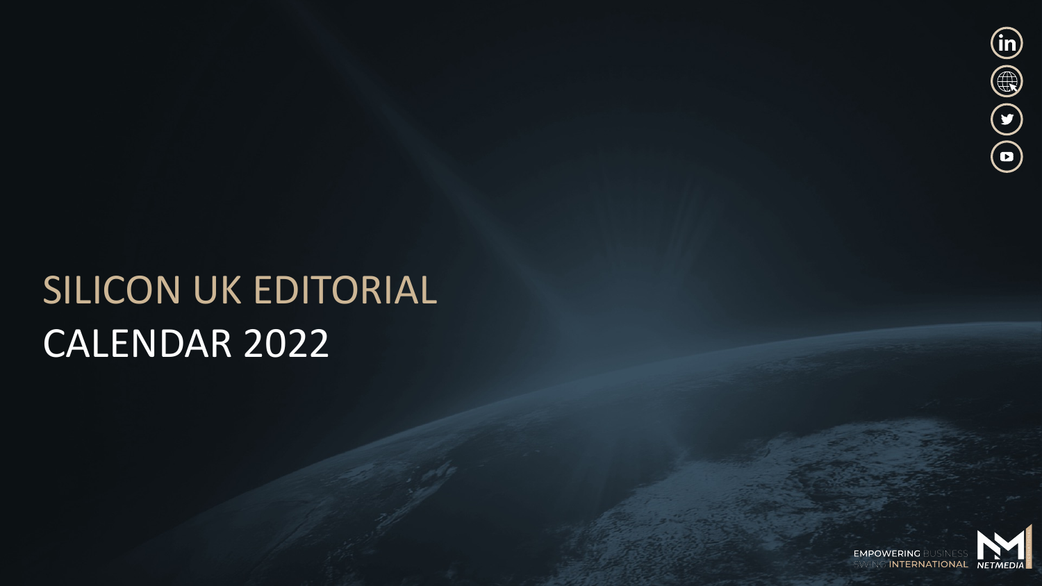# SILICON UK EDITORIAL CALENDAR 2022

EMPOWERING BUSINESS SWING INTERNATIONAL

NETMEDIA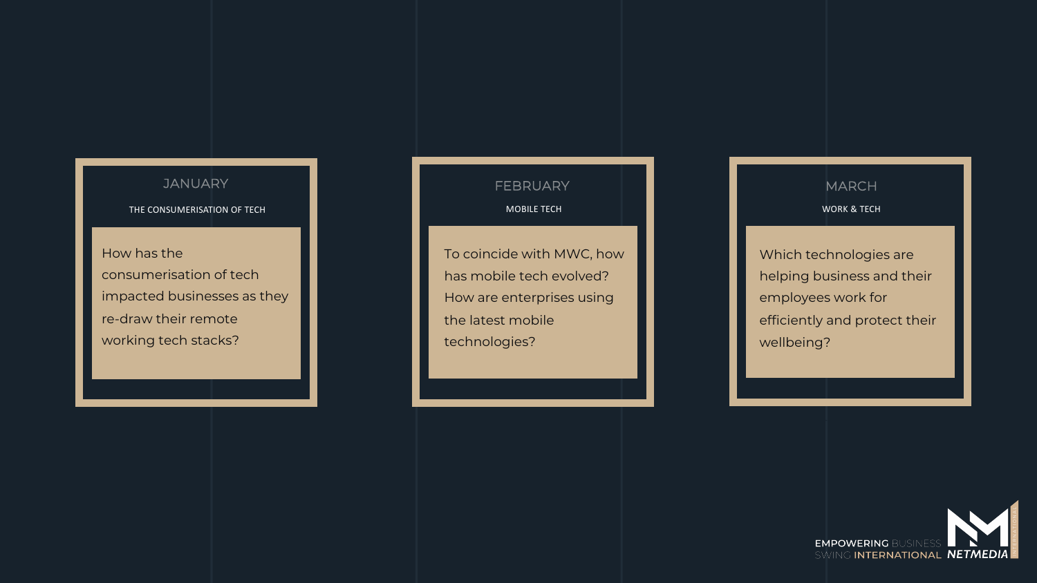## JANUARY

THE CONSUMERISATION OF TECH

How has the consumerisation of tech impacted businesses as they re-draw their remote working tech stacks?

## FEBRUARY

MOBILE TECH

To coincide with MWC, how has mobile tech evolved? How are enterprises using the latest mobile technologies?

## MARCH

WORK & TECH

Which technologies are helping business and their employees work for efficiently and protect their wellbeing?

EMPOWERING BUSINESS SWING INTERNATIONAL NETMEDIA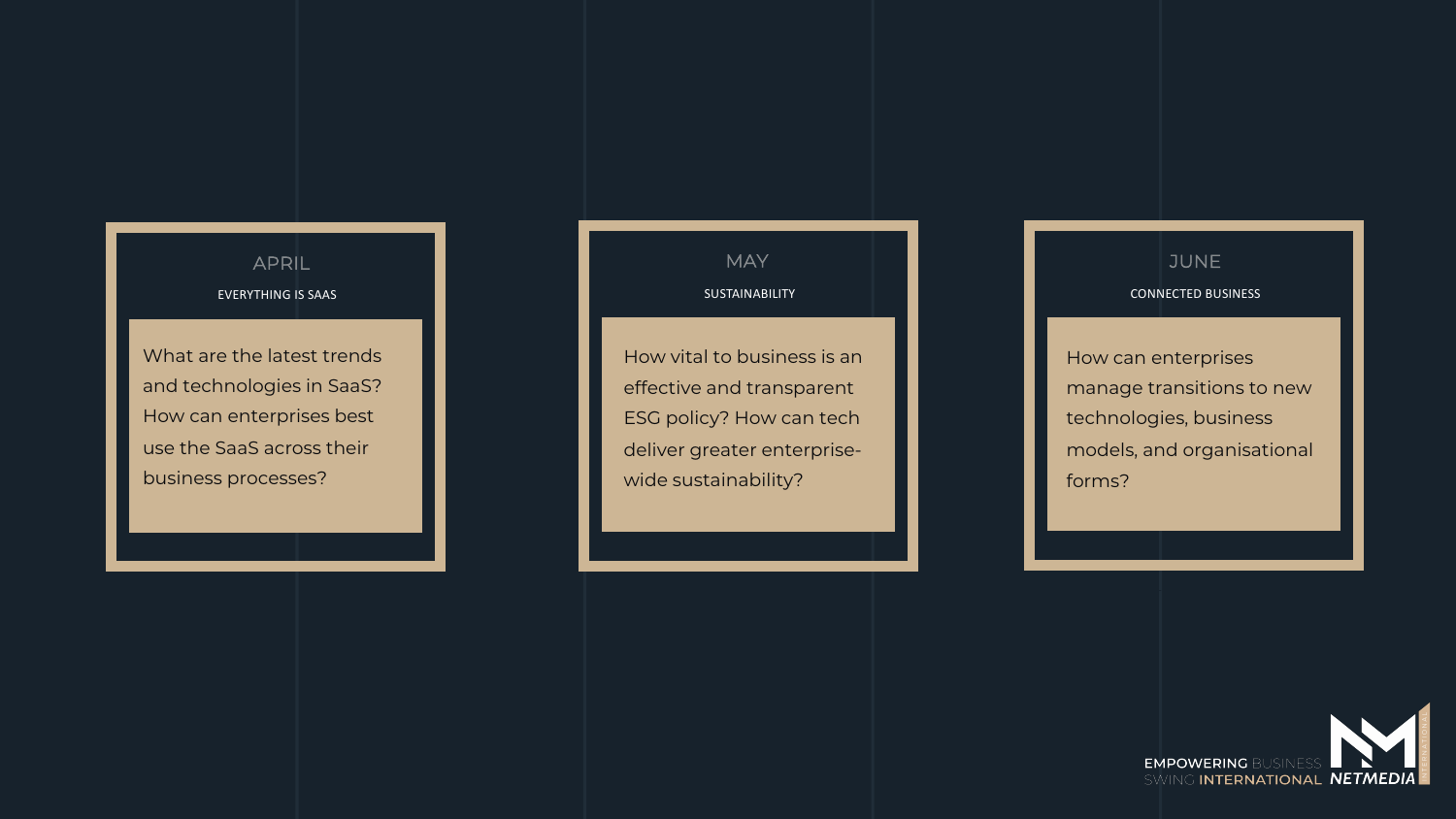## APRIL

### EVERYTHING IS SAAS

What are the latest trends and technologies in SaaS? How can enterprises best use the SaaS across their business processes?

## MAY

### SUSTAINABILITY

How vital to business is an effective and transparent ESG policy? How can tech deliver greater enterprise-wide sustainability?

## JUNE

### CONNECTED BUSINESS

How can enterprises manage transitions to new technologies, business models, and organisational forms?

EMPOWERING BUSINESS SWING INTERNATIONAL NETMEDIA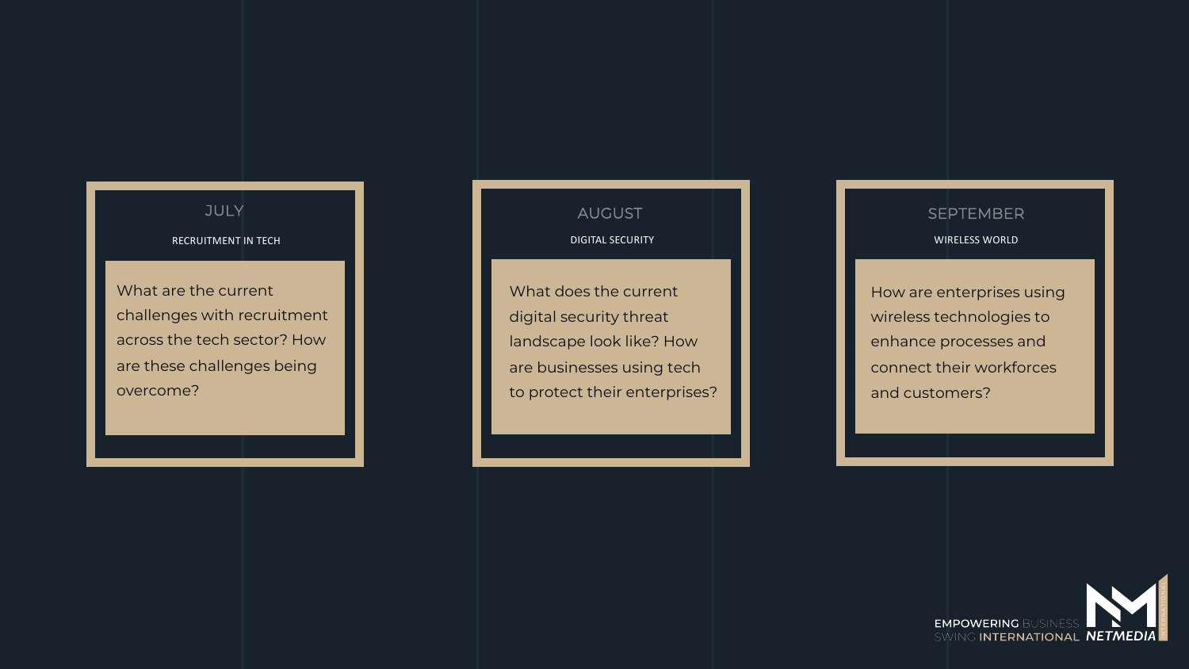## JULY

### RECRUITMENT IN TECH

What are the current challenges with recruitment across the tech sector? How are these challenges being overcome?

## AUGUST

### DIGITAL SECURITY

What does the current digital security threat landscape look like? How are businesses using tech to protect their enterprises?

## SEPTEMBER

### WIRELESS WORLD

How are enterprises using wireless technologies to enhance processes and connect their workforces and customers?

EMPOWERING BUSINESS SWING INTERNATIONAL NETMEDIA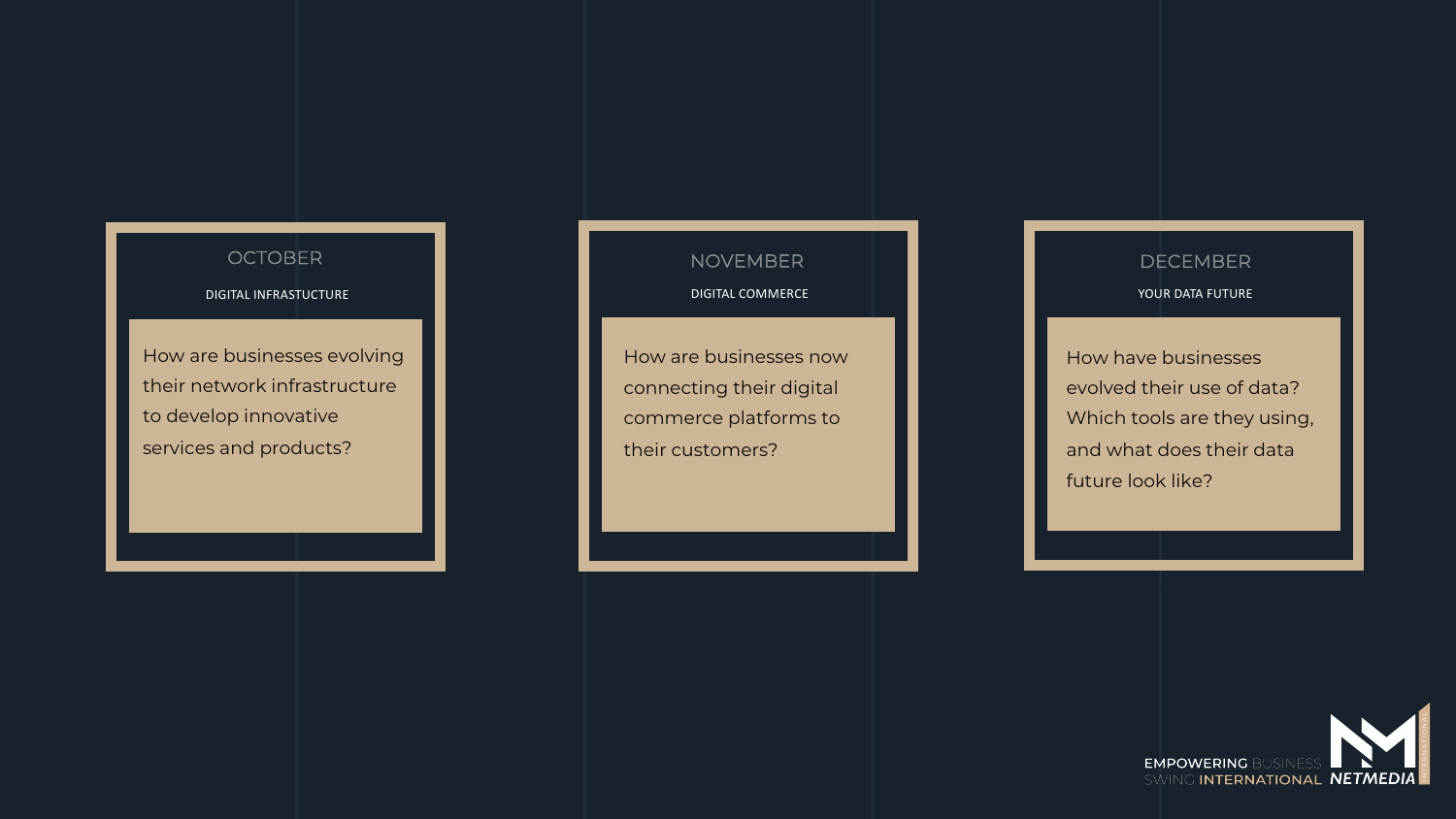## OCTOBER

DIGITAL INFRASTUCTURE

How are businesses evolving their network infrastructure to develop innovative services and products?

## NOVEMBER

DIGITAL COMMERCE

How are businesses now connecting their digital commerce platforms to their customers?

## DECEMBER

YOUR DATA FUTURE

How have businesses evolved their use of data? Which tools are they using, and what does their data future look like?

EMPOWERING BUSINESS SWING INTERNATIONAL NETMEDIA